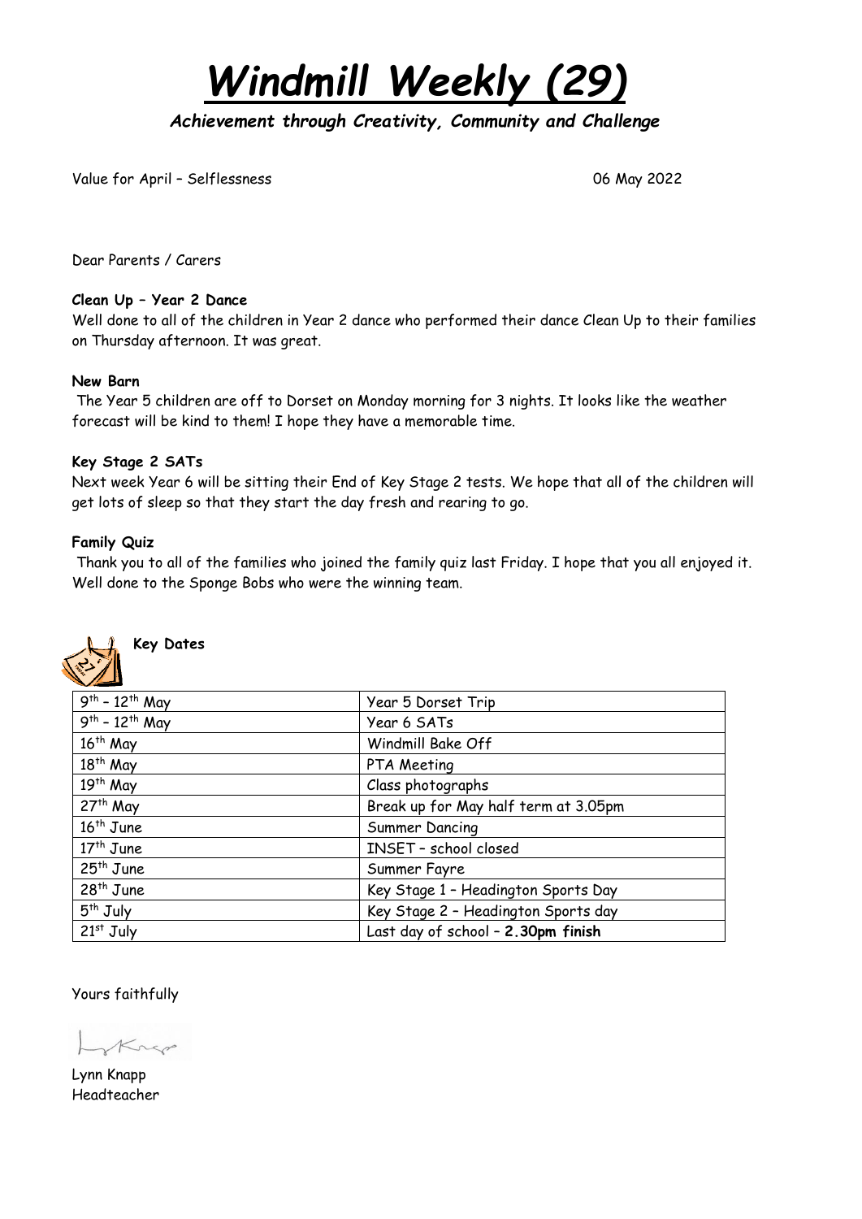# *Windmill Weekly (29)*

***Achievement through Creativity, Community and Challenge***

Value for April – Selflessness 06 May 2022

Dear Parents / Carers

**Clean Up – Year 2 Dance**

Well done to all of the children in Year 2 dance who performed their dance Clean Up to their families on Thursday afternoon. It was great.

**New Barn**

The Year 5 children are off to Dorset on Monday morning for 3 nights. It looks like the weather forecast will be kind to them! I hope they have a memorable time.

**Key Stage 2 SATs**

Next week Year 6 will be sitting their End of Key Stage 2 tests. We hope that all of the children will get lots of sleep so that they start the day fresh and rearing to go.

**Family Quiz**

Thank you to all of the families who joined the family quiz last Friday. I hope that you all enjoyed it. Well done to the Sponge Bobs who were the winning team.

**Key Dates**

| Date | Event |
|---|---|
| 9th – 12th May | Year 5 Dorset Trip |
| 9th – 12th May | Year 6 SATs |
| 16th May | Windmill Bake Off |
| 18th May | PTA Meeting |
| 19th May | Class photographs |
| 27th May | Break up for May half term at 3.05pm |
| 16th June | Summer Dancing |
| 17th June | INSET – school closed |
| 25th June | Summer Fayre |
| 28th June | Key Stage 1 – Headington Sports Day |
| 5th July | Key Stage 2 – Headington Sports day |
| 21st July | Last day of school – **2.30pm finish** |

Yours faithfully

Lynn Knapp
Headteacher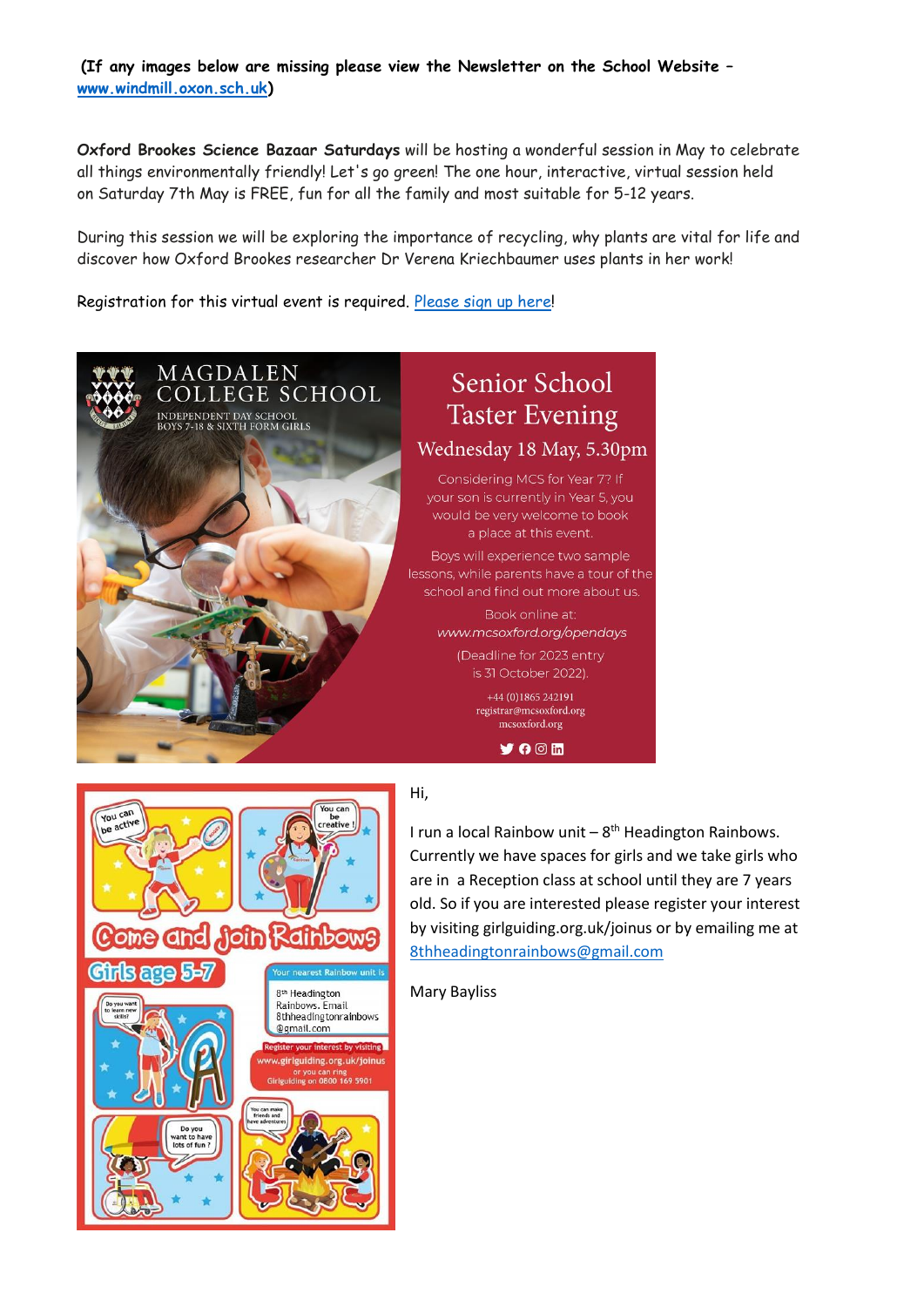**(If any images below are missing please view the Newsletter on the School Website – [www.windmill.oxon.sch.uk](www.windmill.oxon.sch.uk))**

**Oxford Brookes Science Bazaar Saturdays** will be hosting a wonderful session in May to celebrate all things environmentally friendly! Let's go green! The one hour, interactive, virtual session held on Saturday 7th May is FREE, fun for all the family and most suitable for 5-12 years.

During this session we will be exploring the importance of recycling, why plants are vital for life and discover how Oxford Brookes researcher Dr Verena Kriechbaumer uses plants in her work!

Registration for this virtual event is required. Please sign up here!

MAGDALEN COLLEGE SCHOOL
INDEPENDENT DAY SCHOOL
BOYS 7-18 & SIXTH FORM GIRLS

Senior School Taster Evening

Wednesday 18 May, 5.30pm

Considering MCS for Year 7? If your son is currently in Year 5, you would be very welcome to book a place at this event.

Boys will experience two sample lessons, while parents have a tour of the school and find out more about us.

Book online at:
*www.mcsoxford.org/opendays*

(Deadline for 2023 entry is 31 October 2022).

+44 (0)1865 242191
registrar@mcsoxford.org
mcsoxford.org

Come and join Rainbows

Girls age 5-7

Your nearest Rainbow unit is

8th Headington Rainbows. Email 8thheadingtonrainbows@gmail.com

Register your interest by visiting www.girlguiding.org.uk/joinus or you can ring Girlguiding on 0800 169 5901

Hi,

I run a local Rainbow unit – 8th Headington Rainbows. Currently we have spaces for girls and we take girls who are in a Reception class at school until they are 7 years old. So if you are interested please register your interest by visiting girlguiding.org.uk/joinus or by emailing me at 8thheadingtonrainbows@gmail.com

Mary Bayliss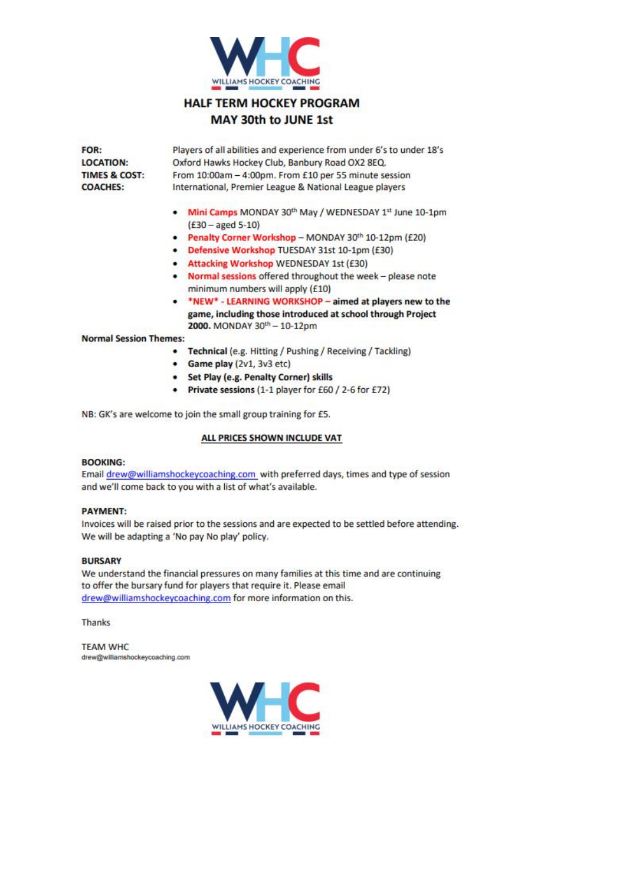# HALF TERM HOCKEY PROGRAM
## MAY 30th to JUNE 1st

**FOR:** Players of all abilities and experience from under 6's to under 18's
**LOCATION:** Oxford Hawks Hockey Club, Banbury Road OX2 8EQ.
**TIMES & COST:** From 10:00am – 4:00pm. From £10 per 55 minute session
**COACHES:** International, Premier League & National League players

- **Mini Camps** MONDAY 30th May / WEDNESDAY 1st June 10-1pm (£30 – aged 5-10)
- **Penalty Corner Workshop** – MONDAY 30th 10-12pm (£20)
- **Defensive Workshop** TUESDAY 31st 10-1pm (£30)
- **Attacking Workshop** WEDNESDAY 1st (£30)
- **Normal sessions** offered throughout the week – please note minimum numbers will apply (£10)
- ***NEW* - LEARNING WORKSHOP – aimed at players new to the game, including those introduced at school through Project 2000.** MONDAY 30th – 10-12pm

**Normal Session Themes:**

- **Technical** (e.g. Hitting / Pushing / Receiving / Tackling)
- **Game play** (2v1, 3v3 etc)
- **Set Play (e.g. Penalty Corner) skills**
- **Private sessions** (1-1 player for £60 / 2-6 for £72)

NB: GK's are welcome to join the small group training for £5.

**ALL PRICES SHOWN INCLUDE VAT**

**BOOKING:**
Email drew@williamshockeycoaching.com with preferred days, times and type of session and we'll come back to you with a list of what's available.

**PAYMENT:**
Invoices will be raised prior to the sessions and are expected to be settled before attending. We will be adapting a 'No pay No play' policy.

**BURSARY**
We understand the financial pressures on many families at this time and are continuing to offer the bursary fund for players that require it. Please email drew@williamshockeycoaching.com for more information on this.

Thanks

TEAM WHC
drew@williamshockeycoaching.com